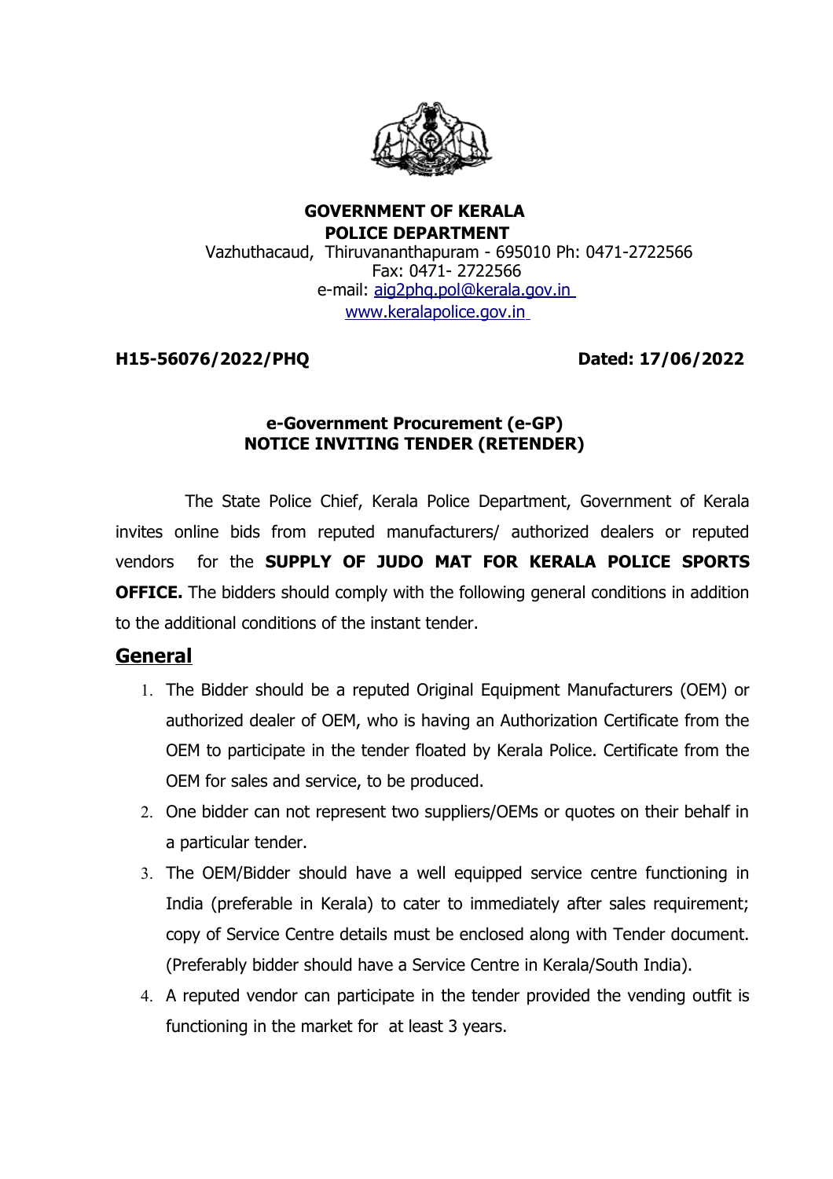**GOVERNMENT OF KERALA**
**POLICE DEPARTMENT**
Vazhuthacaud, Thiruvananthapuram - 695010 Ph: 0471-2722566
Fax: 0471- 2722566
e-mail: aig2phq.pol@kerala.gov.in
www.keralapolice.gov.in

**H15-56076/2022/PHQ** **Dated: 17/06/2022**

**e-Government Procurement (e-GP)**
**NOTICE INVITING TENDER (RETENDER)**

The State Police Chief, Kerala Police Department, Government of Kerala invites online bids from reputed manufacturers/ authorized dealers or reputed vendors for the **SUPPLY OF JUDO MAT FOR KERALA POLICE SPORTS OFFICE.** The bidders should comply with the following general conditions in addition to the additional conditions of the instant tender.

## General

1. The Bidder should be a reputed Original Equipment Manufacturers (OEM) or authorized dealer of OEM, who is having an Authorization Certificate from the OEM to participate in the tender floated by Kerala Police. Certificate from the OEM for sales and service, to be produced.
2. One bidder can not represent two suppliers/OEMs or quotes on their behalf in a particular tender.
3. The OEM/Bidder should have a well equipped service centre functioning in India (preferable in Kerala) to cater to immediately after sales requirement; copy of Service Centre details must be enclosed along with Tender document. (Preferably bidder should have a Service Centre in Kerala/South India).
4. A reputed vendor can participate in the tender provided the vending outfit is functioning in the market for at least 3 years.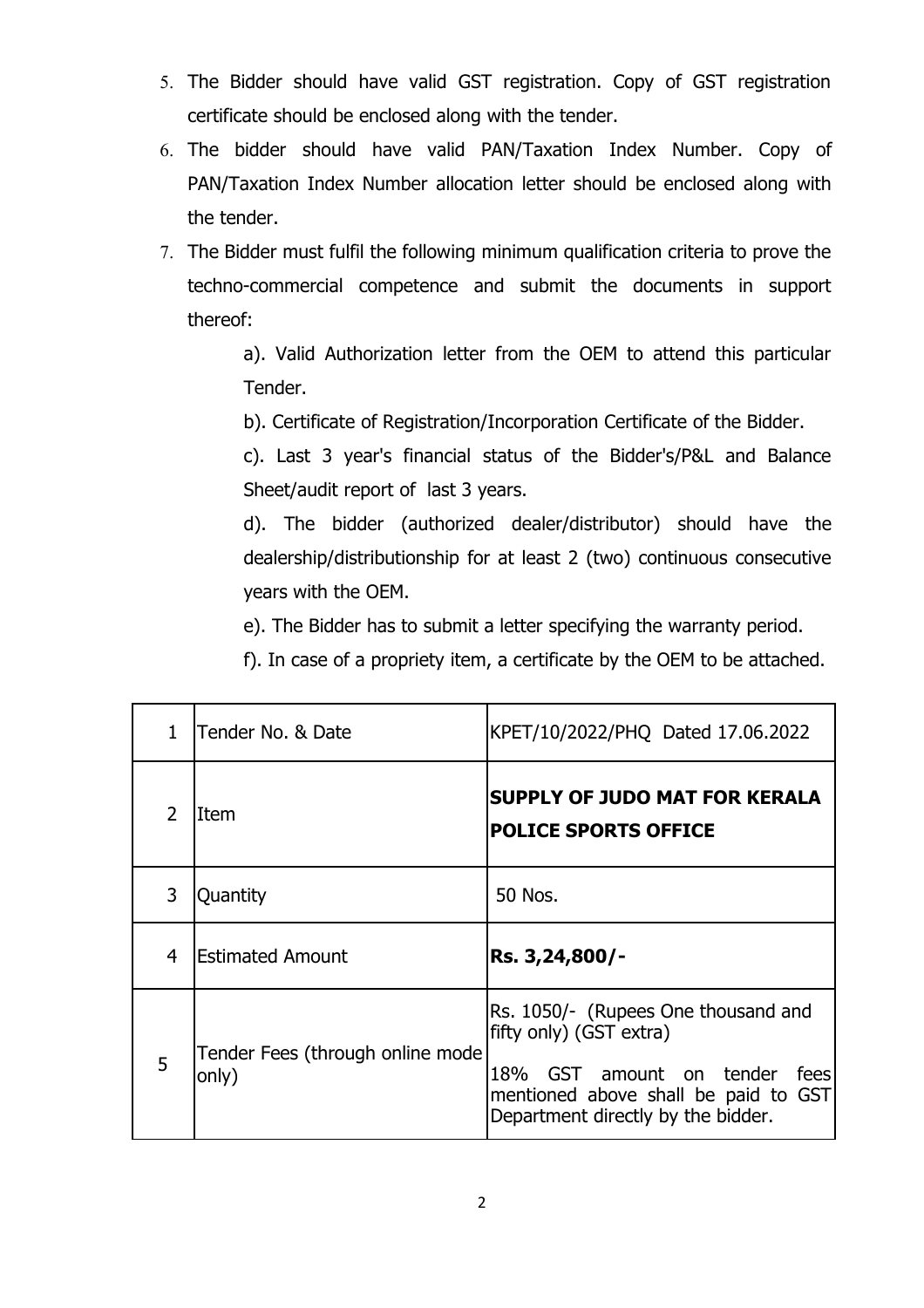5. The Bidder should have valid GST registration. Copy of GST registration certificate should be enclosed along with the tender.
6. The bidder should have valid PAN/Taxation Index Number. Copy of PAN/Taxation Index Number allocation letter should be enclosed along with the tender.
7. The Bidder must fulfil the following minimum qualification criteria to prove the techno-commercial competence and submit the documents in support thereof:

   a). Valid Authorization letter from the OEM to attend this particular Tender.

   b). Certificate of Registration/Incorporation Certificate of the Bidder.

   c). Last 3 year's financial status of the Bidder's/P&L and Balance Sheet/audit report of last 3 years.

   d). The bidder (authorized dealer/distributor) should have the dealership/distributionship for at least 2 (two) continuous consecutive years with the OEM.

   e). The Bidder has to submit a letter specifying the warranty period.

   f). In case of a propriety item, a certificate by the OEM to be attached.

| | | |
|---|---|---|
| 1 | Tender No. & Date | KPET/10/2022/PHQ Dated 17.06.2022 |
| 2 | Item | **SUPPLY OF JUDO MAT FOR KERALA POLICE SPORTS OFFICE** |
| 3 | Quantity | 50 Nos. |
| 4 | Estimated Amount | **Rs. 3,24,800/-** |
| 5 | Tender Fees (through online mode only) | Rs. 1050/- (Rupees One thousand and fifty only) (GST extra)<br><br>18% GST amount on tender fees mentioned above shall be paid to GST Department directly by the bidder. |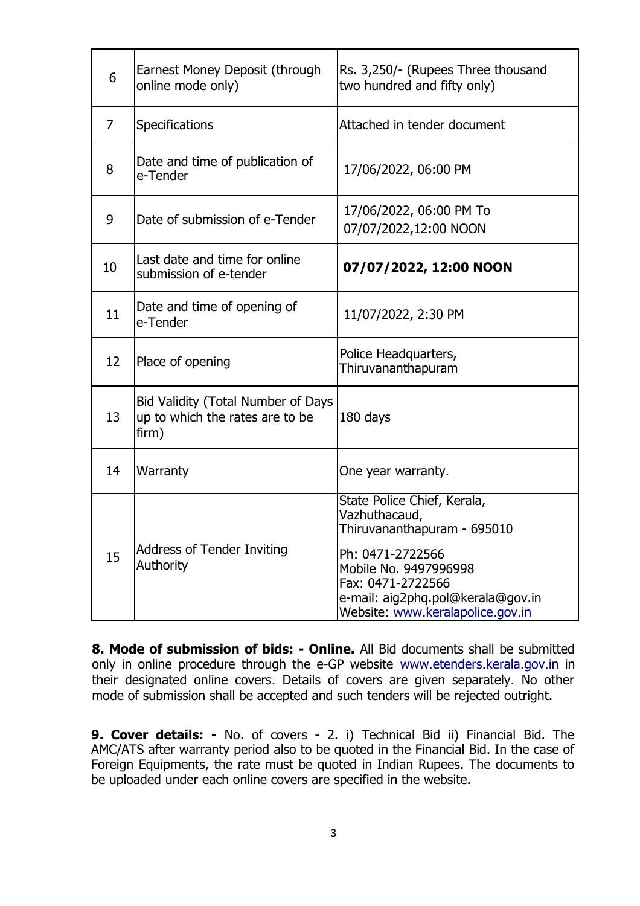| | | |
|---|---|---|
| 6 | Earnest Money Deposit (through online mode only) | Rs. 3,250/- (Rupees Three thousand two hundred and fifty only) |
| 7 | Specifications | Attached in tender document |
| 8 | Date and time of publication of e-Tender | 17/06/2022, 06:00 PM |
| 9 | Date of submission of e-Tender | 17/06/2022, 06:00 PM To 07/07/2022,12:00 NOON |
| 10 | Last date and time for online submission of e-tender | **07/07/2022, 12:00 NOON** |
| 11 | Date and time of opening of e-Tender | 11/07/2022, 2:30 PM |
| 12 | Place of opening | Police Headquarters, Thiruvananthapuram |
| 13 | Bid Validity (Total Number of Days up to which the rates are to be firm) | 180 days |
| 14 | Warranty | One year warranty. |
| 15 | Address of Tender Inviting Authority | State Police Chief, Kerala, Vazhuthacaud, Thiruvananthapuram - 695010<br><br>Ph: 0471-2722566<br>Mobile No. 9497996998<br>Fax: 0471-2722566<br>e-mail: aig2phq.pol@kerala@gov.in<br>Website: www.keralapolice.gov.in |

**8. Mode of submission of bids: - Online.** All Bid documents shall be submitted only in online procedure through the e-GP website www.etenders.kerala.gov.in in their designated online covers. Details of covers are given separately. No other mode of submission shall be accepted and such tenders will be rejected outright.

**9. Cover details: -** No. of covers - 2. i) Technical Bid ii) Financial Bid. The AMC/ATS after warranty period also to be quoted in the Financial Bid. In the case of Foreign Equipments, the rate must be quoted in Indian Rupees. The documents to be uploaded under each online covers are specified in the website.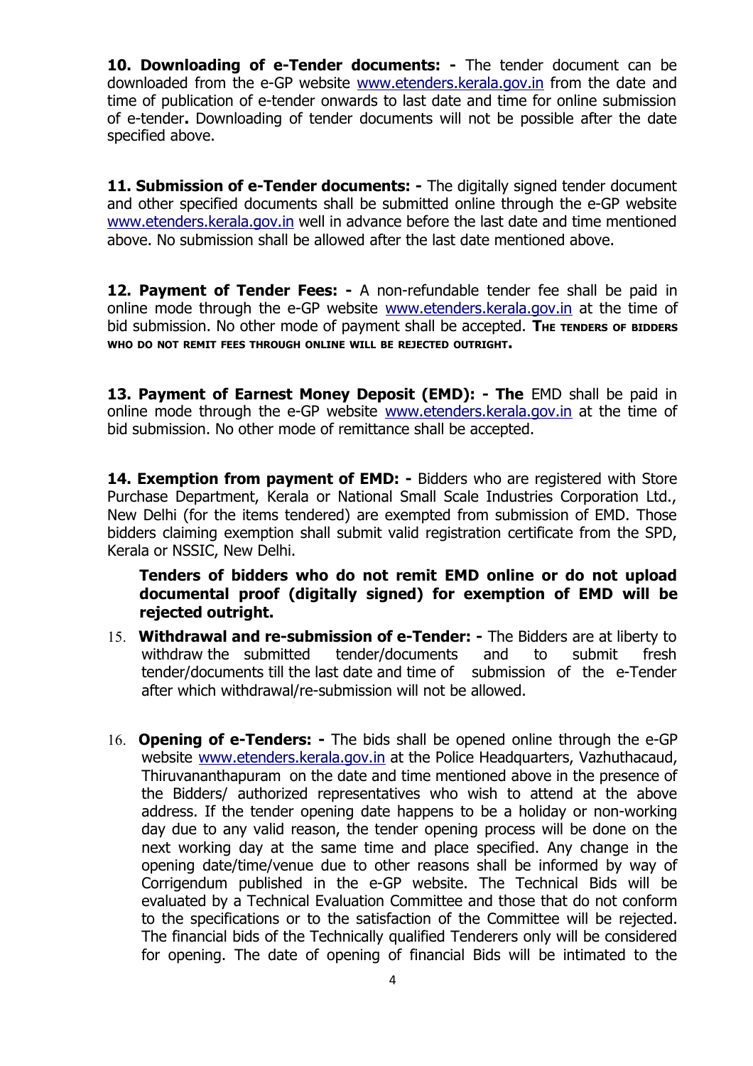**10. Downloading of e-Tender documents: -** The tender document can be downloaded from the e-GP website www.etenders.kerala.gov.in from the date and time of publication of e-tender onwards to last date and time for online submission of e-tender**.** Downloading of tender documents will not be possible after the date specified above.

**11. Submission of e-Tender documents: -** The digitally signed tender document and other specified documents shall be submitted online through the e-GP website www.etenders.kerala.gov.in well in advance before the last date and time mentioned above. No submission shall be allowed after the last date mentioned above.

**12. Payment of Tender Fees: -** A non-refundable tender fee shall be paid in online mode through the e-GP website www.etenders.kerala.gov.in at the time of bid submission. No other mode of payment shall be accepted. **THE TENDERS OF BIDDERS WHO DO NOT REMIT FEES THROUGH ONLINE WILL BE REJECTED OUTRIGHT.**

**13. Payment of Earnest Money Deposit (EMD): - The** EMD shall be paid in online mode through the e-GP website www.etenders.kerala.gov.in at the time of bid submission. No other mode of remittance shall be accepted.

**14. Exemption from payment of EMD: -** Bidders who are registered with Store Purchase Department, Kerala or National Small Scale Industries Corporation Ltd., New Delhi (for the items tendered) are exempted from submission of EMD. Those bidders claiming exemption shall submit valid registration certificate from the SPD, Kerala or NSSIC, New Delhi.

**Tenders of bidders who do not remit EMD online or do not upload documental proof (digitally signed) for exemption of EMD will be rejected outright.**

15. **Withdrawal and re-submission of e-Tender: -** The Bidders are at liberty to withdraw the submitted tender/documents and to submit fresh tender/documents till the last date and time of submission of the e-Tender after which withdrawal/re-submission will not be allowed.

16. **Opening of e-Tenders: -** The bids shall be opened online through the e-GP website www.etenders.kerala.gov.in at the Police Headquarters, Vazhuthacaud, Thiruvananthapuram on the date and time mentioned above in the presence of the Bidders/ authorized representatives who wish to attend at the above address. If the tender opening date happens to be a holiday or non-working day due to any valid reason, the tender opening process will be done on the next working day at the same time and place specified. Any change in the opening date/time/venue due to other reasons shall be informed by way of Corrigendum published in the e-GP website. The Technical Bids will be evaluated by a Technical Evaluation Committee and those that do not conform to the specifications or to the satisfaction of the Committee will be rejected. The financial bids of the Technically qualified Tenderers only will be considered for opening. The date of opening of financial Bids will be intimated to the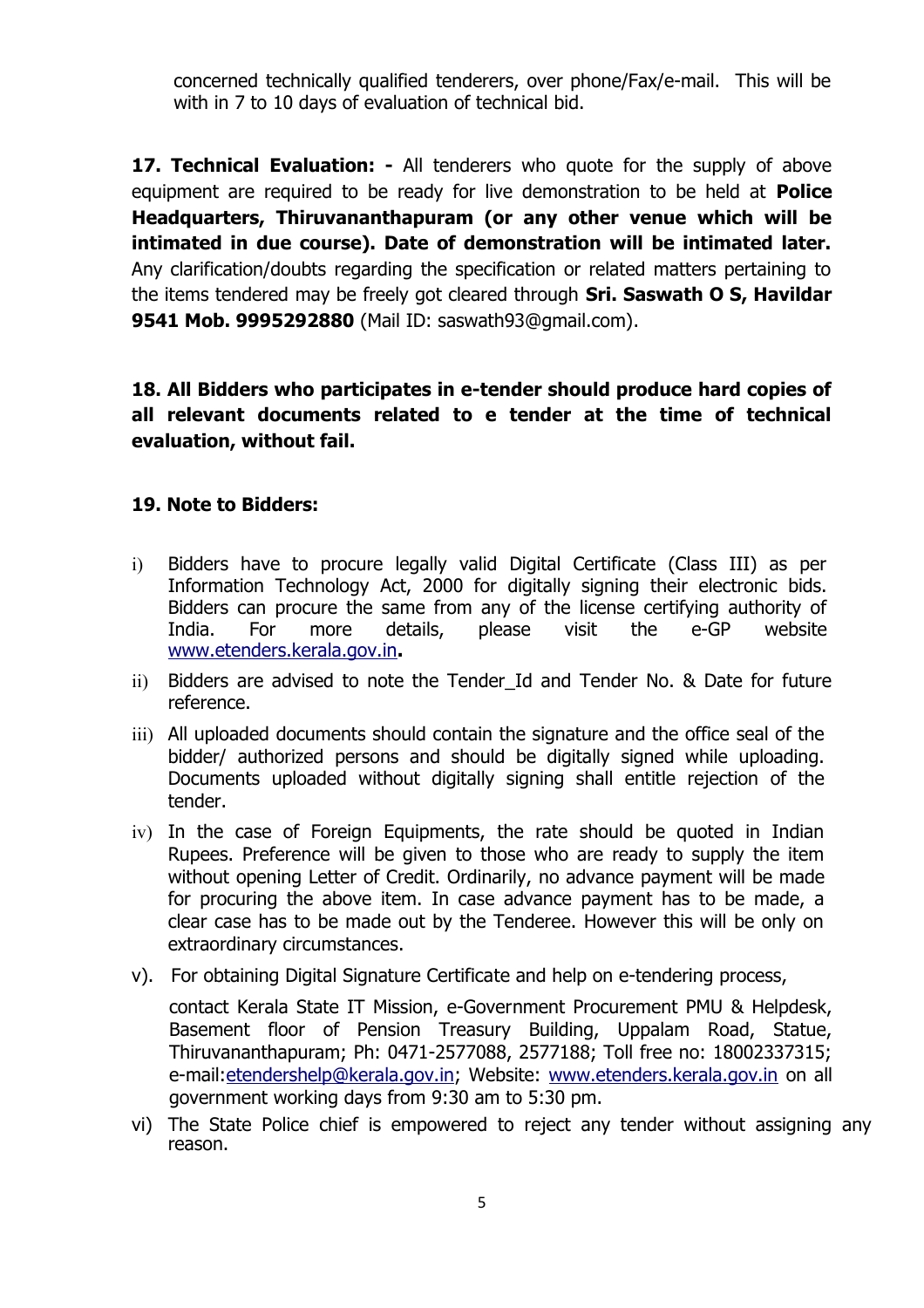concerned technically qualified tenderers, over phone/Fax/e-mail. This will be with in 7 to 10 days of evaluation of technical bid.

**17. Technical Evaluation: -** All tenderers who quote for the supply of above equipment are required to be ready for live demonstration to be held at **Police Headquarters, Thiruvananthapuram (or any other venue which will be intimated in due course). Date of demonstration will be intimated later.** Any clarification/doubts regarding the specification or related matters pertaining to the items tendered may be freely got cleared through **Sri. Saswath O S, Havildar 9541 Mob. 9995292880** (Mail ID: saswath93@gmail.com).

**18. All Bidders who participates in e-tender should produce hard copies of all relevant documents related to e tender at the time of technical evaluation, without fail.**

**19. Note to Bidders:**

i) Bidders have to procure legally valid Digital Certificate (Class III) as per Information Technology Act, 2000 for digitally signing their electronic bids. Bidders can procure the same from any of the license certifying authority of India. For more details, please visit the e-GP website www.etenders.kerala.gov.in**.**

ii) Bidders are advised to note the Tender_Id and Tender No. & Date for future reference.

iii) All uploaded documents should contain the signature and the office seal of the bidder/ authorized persons and should be digitally signed while uploading. Documents uploaded without digitally signing shall entitle rejection of the tender.

iv) In the case of Foreign Equipments, the rate should be quoted in Indian Rupees. Preference will be given to those who are ready to supply the item without opening Letter of Credit. Ordinarily, no advance payment will be made for procuring the above item. In case advance payment has to be made, a clear case has to be made out by the Tenderee. However this will be only on extraordinary circumstances.

v). For obtaining Digital Signature Certificate and help on e-tendering process,

contact Kerala State IT Mission, e-Government Procurement PMU & Helpdesk, Basement floor of Pension Treasury Building, Uppalam Road, Statue, Thiruvananthapuram; Ph: 0471-2577088, 2577188; Toll free no: 18002337315; e-mail:etendershelp@kerala.gov.in; Website: www.etenders.kerala.gov.in on all government working days from 9:30 am to 5:30 pm.

vi) The State Police chief is empowered to reject any tender without assigning any reason.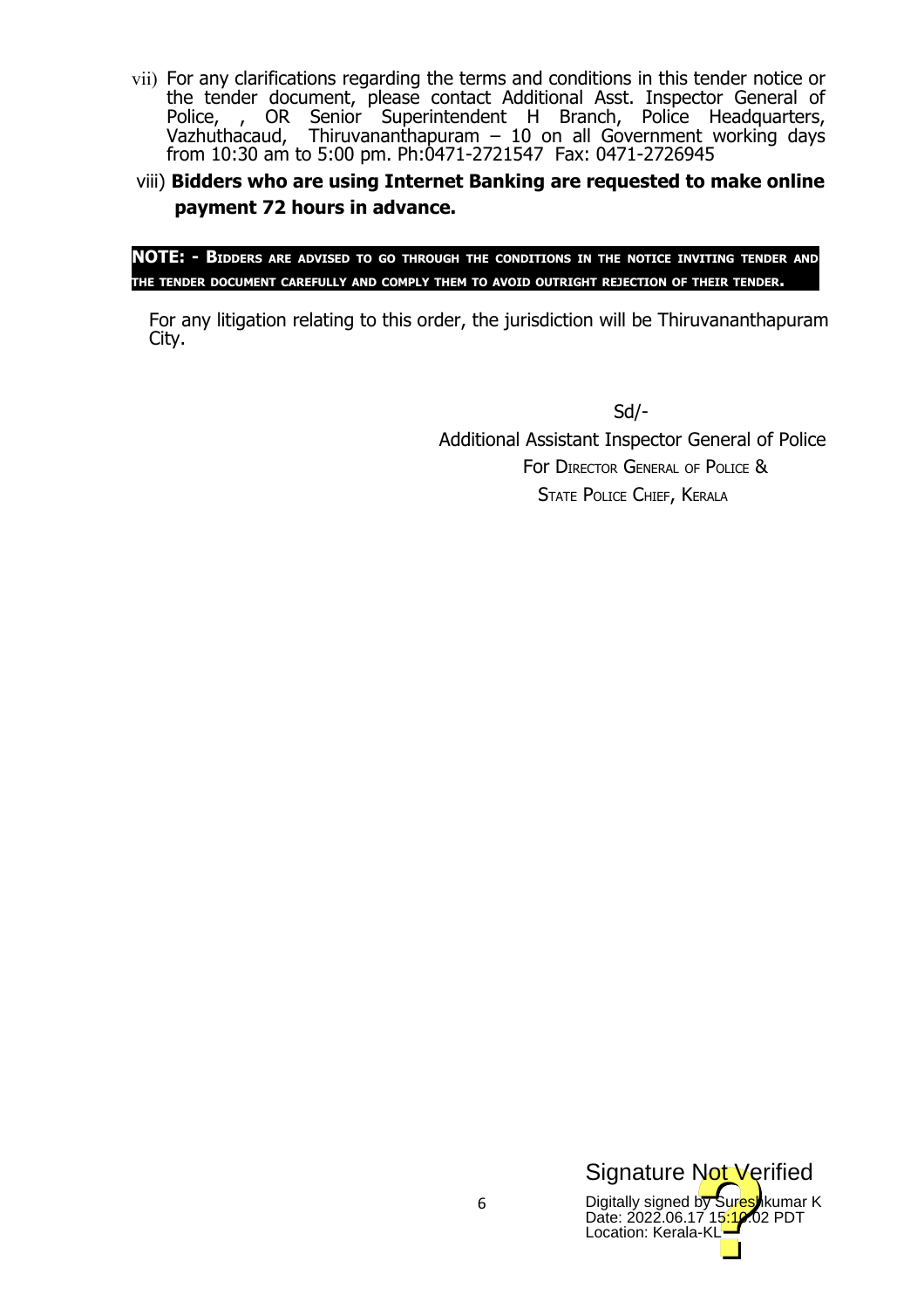vii) For any clarifications regarding the terms and conditions in this tender notice or the tender document, please contact Additional Asst. Inspector General of Police, , OR Senior Superintendent H Branch, Police Headquarters, Vazhuthacaud, Thiruvananthapuram – 10 on all Government working days from 10:30 am to 5:00 pm. Ph:0471-2721547 Fax: 0471-2726945

viii) **Bidders who are using Internet Banking are requested to make online payment 72 hours in advance.**

**NOTE: - BIDDERS ARE ADVISED TO GO THROUGH THE CONDITIONS IN THE NOTICE INVITING TENDER AND THE TENDER DOCUMENT CAREFULLY AND COMPLY THEM TO AVOID OUTRIGHT REJECTION OF THEIR TENDER.**

For any litigation relating to this order, the jurisdiction will be Thiruvananthapuram City.

Sd/-

Additional Assistant Inspector General of Police

For DIRECTOR GENERAL OF POLICE &

STATE POLICE CHIEF, KERALA

Signature Not Verified

Digitally signed by Sureshkumar K
Date: 2022.06.17 15:10:02 PDT
Location: Kerala-KL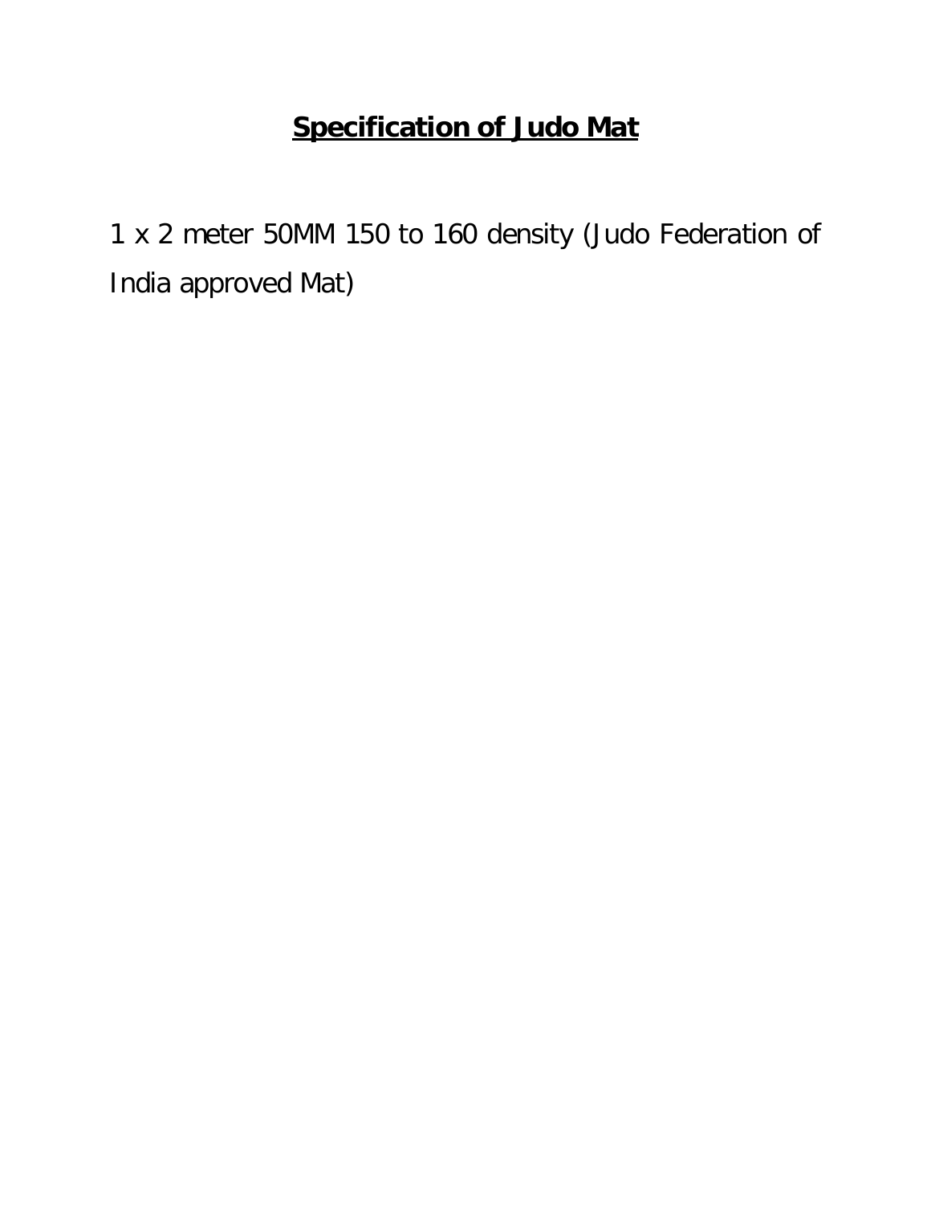# **Specification of Judo Mat**

1 x 2 meter 50MM 150 to 160 density (Judo Federation of India approved Mat)